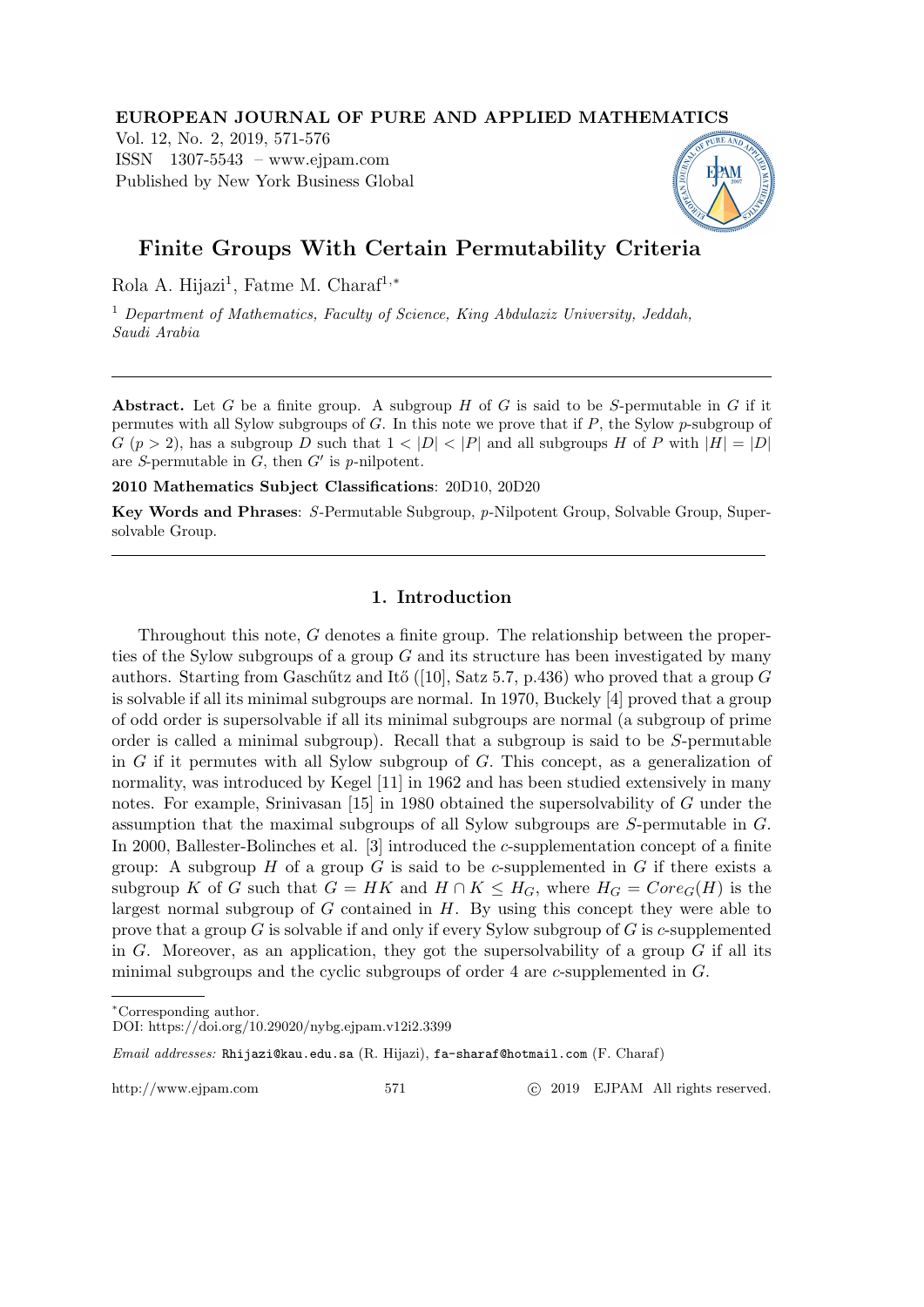# Finite Groups With Certain Permutability Criteria

Rola A. Hijazi[1], Fatme M. Charaf[1,*]

[1] *Department of Mathematics, Faculty of Science, King Abdulaziz University, Jeddah, Saudi Arabia*

---

**Abstract.** Let $G$ be a finite group. A subgroup $H$ of $G$ is said to be $S$-permutable in $G$ if it permutes with all Sylow subgroups of $G$. In this note we prove that if $P$, the Sylow $p$-subgroup of $G$ $(p > 2)$, has a subgroup $D$ such that $1 < |D| < |P|$ and all subgroups $H$ of $P$ with $|H| = |D|$ are $S$-permutable in $G$, then $G'$ is $p$-nilpotent.

**2010 Mathematics Subject Classifications**: 20D10, 20D20

**Key Words and Phrases**: $S$-Permutable Subgroup, $p$-Nilpotent Group, Solvable Group, Supersolvable Group.

---

## 1. Introduction

Throughout this note, $G$ denotes a finite group. The relationship between the properties of the Sylow subgroups of a group $G$ and its structure has been investigated by many authors. Starting from Gaschűtz and Itő ([10], Satz 5.7, p.436) who proved that a group $G$ is solvable if all its minimal subgroups are normal. In 1970, Buckely [4] proved that a group of odd order is supersolvable if all its minimal subgroups are normal (a subgroup of prime order is called a minimal subgroup). Recall that a subgroup is said to be $S$-permutable in $G$ if it permutes with all Sylow subgroup of $G$. This concept, as a generalization of normality, was introduced by Kegel [11] in 1962 and has been studied extensively in many notes. For example, Srinivasan [15] in 1980 obtained the supersolvability of $G$ under the assumption that the maximal subgroups of all Sylow subgroups are $S$-permutable in $G$. In 2000, Ballester-Bolinches et al. [3] introduced the $c$-supplementation concept of a finite group: A subgroup $H$ of a group $G$ is said to be $c$-supplemented in $G$ if there exists a subgroup $K$ of $G$ such that $G = HK$ and $H \cap K \leq H_G$, where $H_G = Core_G(H)$ is the largest normal subgroup of $G$ contained in $H$. By using this concept they were able to prove that a group $G$ is solvable if and only if every Sylow subgroup of $G$ is $c$-supplemented in $G$. Moreover, as an application, they got the supersolvability of a group $G$ if all its minimal subgroups and the cyclic subgroups of order 4 are $c$-supplemented in $G$.

---

*Corresponding author.

DOI: https://doi.org/10.29020/nybg.ejpam.v12i2.3399

*Email addresses:* Rhijazi@kau.edu.sa (R. Hijazi), fa-sharaf@hotmail.com (F. Charaf)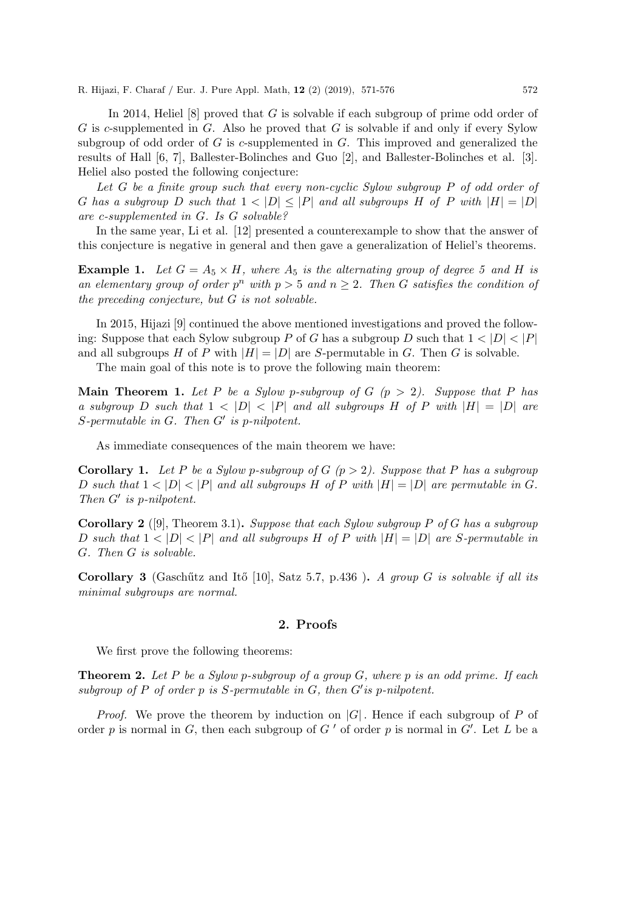In 2014, Heliel [8] proved that $G$ is solvable if each subgroup of prime odd order of $G$ is $c$-supplemented in $G$. Also he proved that $G$ is solvable if and only if every Sylow subgroup of odd order of $G$ is $c$-supplemented in $G$. This improved and generalized the results of Hall [6, 7], Ballester-Bolinches and Guo [2], and Ballester-Bolinches et al. [3]. Heliel also posted the following conjecture:

*Let $G$ be a finite group such that every non-cyclic Sylow subgroup $P$ of odd order of $G$ has a subgroup $D$ such that $1 < |D| \leq |P|$ and all subgroups $H$ of $P$ with $|H| = |D|$ are $c$-supplemented in $G$. Is $G$ solvable?*

In the same year, Li et al. [12] presented a counterexample to show that the answer of this conjecture is negative in general and then gave a generalization of Heliel's theorems.

**Example 1.** *Let $G = A_5 \times H$, where $A_5$ is the alternating group of degree 5 and $H$ is an elementary group of order $p^n$ with $p > 5$ and $n \geq 2$. Then $G$ satisfies the condition of the preceding conjecture, but $G$ is not solvable.*

In 2015, Hijazi [9] continued the above mentioned investigations and proved the following: Suppose that each Sylow subgroup $P$ of $G$ has a subgroup $D$ such that $1 < |D| < |P|$ and all subgroups $H$ of $P$ with $|H| = |D|$ are $S$-permutable in $G$. Then $G$ is solvable.

The main goal of this note is to prove the following main theorem:

**Main Theorem 1.** *Let $P$ be a Sylow $p$-subgroup of $G$ ($p > 2$). Suppose that $P$ has a subgroup $D$ such that $1 < |D| < |P|$ and all subgroups $H$ of $P$ with $|H| = |D|$ are $S$-permutable in $G$. Then $G'$ is $p$-nilpotent.*

As immediate consequences of the main theorem we have:

**Corollary 1.** *Let $P$ be a Sylow $p$-subgroup of $G$ ($p > 2$). Suppose that $P$ has a subgroup $D$ such that $1 < |D| < |P|$ and all subgroups $H$ of $P$ with $|H| = |D|$ are permutable in $G$. Then $G'$ is $p$-nilpotent.*

**Corollary 2** ([9], Theorem 3.1)**.** *Suppose that each Sylow subgroup $P$ of $G$ has a subgroup $D$ such that $1 < |D| < |P|$ and all subgroups $H$ of $P$ with $|H| = |D|$ are $S$-permutable in $G$. Then $G$ is solvable.*

**Corollary 3** (Gaschűtz and Itő [10], Satz 5.7, p.436 )**.** *A group $G$ is solvable if all its minimal subgroups are normal.*

## 2. Proofs

We first prove the following theorems:

**Theorem 2.** *Let $P$ be a Sylow $p$-subgroup of a group $G$, where $p$ is an odd prime. If each subgroup of $P$ of order $p$ is $S$-permutable in $G$, then $G'$is $p$-nilpotent.*

*Proof.* We prove the theorem by induction on $|G|$. Hence if each subgroup of $P$ of order $p$ is normal in $G$, then each subgroup of $G'$ of order $p$ is normal in $G'$. Let $L$ be a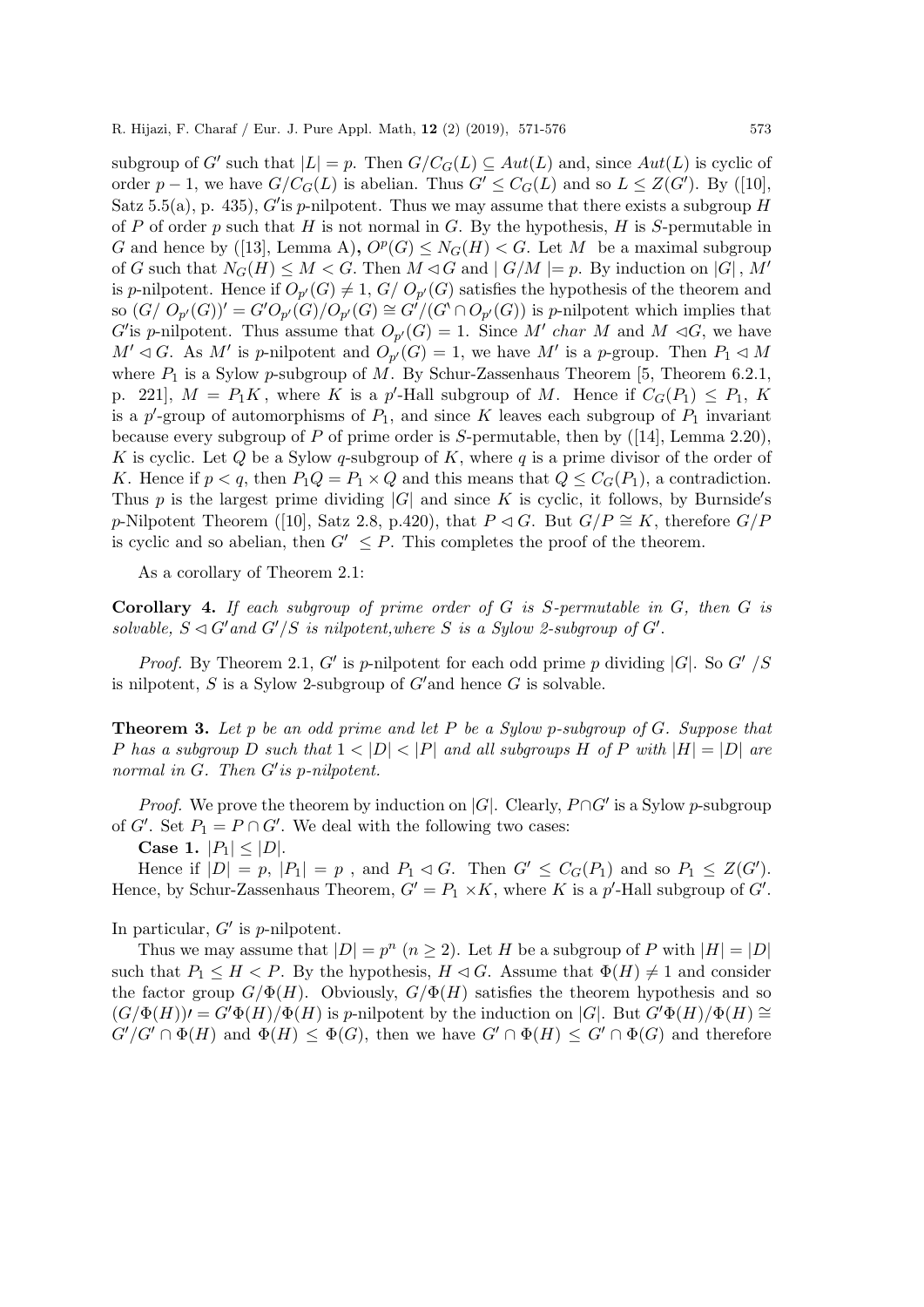subgroup of $G'$ such that $|L| = p$. Then $G/C_G(L) \subseteq Aut(L)$ and, since $Aut(L)$ is cyclic of order $p-1$, we have $G/C_G(L)$ is abelian. Thus $G' \leq C_G(L)$ and so $L \leq Z(G')$. By ([10], Satz 5.5(a), p. 435), $G'$is $p$-nilpotent. Thus we may assume that there exists a subgroup $H$ of $P$ of order $p$ such that $H$ is not normal in $G$. By the hypothesis, $H$ is $S$-permutable in $G$ and hence by ([13], Lemma A), $O^p(G) \leq N_G(H) < G$. Let $M$ be a maximal subgroup of $G$ such that $N_G(H) \leq M < G$. Then $M \lhd G$ and $| G/M |= p$. By induction on $|G|$, $M'$ is $p$-nilpotent. Hence if $O_{p'}(G) \neq 1$, $G/\ O_{p'}(G)$ satisfies the hypothesis of the theorem and so $(G/\ O_{p'}(G))' = G'O_{p'}(G)/O_{p'}(G) \cong G'/(G' \cap O_{p'}(G))$ is $p$-nilpotent which implies that $G'$is $p$-nilpotent. Thus assume that $O_{p'}(G) = 1$. Since $M'\ char\ M$ and $M \lhd G$, we have $M' \lhd G$. As $M'$ is $p$-nilpotent and $O_{p'}(G) = 1$, we have $M'$ is a $p$-group. Then $P_1 \lhd M$ where $P_1$ is a Sylow $p$-subgroup of $M$. By Schur-Zassenhaus Theorem [5, Theorem 6.2.1, p. 221], $M = P_1K$, where $K$ is a $p'$-Hall subgroup of $M$. Hence if $C_G(P_1) \leq P_1$, $K$ is a $p'$-group of automorphisms of $P_1$, and since $K$ leaves each subgroup of $P_1$ invariant because every subgroup of $P$ of prime order is $S$-permutable, then by ([14], Lemma 2.20), $K$ is cyclic. Let $Q$ be a Sylow $q$-subgroup of $K$, where $q$ is a prime divisor of the order of $K$. Hence if $p < q$, then $P_1Q = P_1 \times Q$ and this means that $Q \leq C_G(P_1)$, a contradiction. Thus $p$ is the largest prime dividing $|G|$ and since $K$ is cyclic, it follows, by Burnside's $p$-Nilpotent Theorem ([10], Satz 2.8, p.420), that $P \lhd G$. But $G/P \cong K$, therefore $G/P$ is cyclic and so abelian, then $G' \ \leq P$. This completes the proof of the theorem.

As a corollary of Theorem 2.1:

**Corollary 4.** *If each subgroup of prime order of $G$ is $S$-permutable in $G$, then $G$ is solvable, $S \lhd G'$and $G'/S$ is nilpotent,where $S$ is a Sylow 2-subgroup of $G'$.*

*Proof.* By Theorem 2.1, $G'$ is $p$-nilpotent for each odd prime $p$ dividing $|G|$. So $G'\ /S$ is nilpotent, $S$ is a Sylow 2-subgroup of $G'$and hence $G$ is solvable.

**Theorem 3.** *Let $p$ be an odd prime and let $P$ be a Sylow $p$-subgroup of $G$. Suppose that $P$ has a subgroup $D$ such that $1 < |D| < |P|$ and all subgroups $H$ of $P$ with $|H| = |D|$ are normal in $G$. Then $G'$is $p$-nilpotent.*

*Proof.* We prove the theorem by induction on $|G|$. Clearly, $P \cap G'$ is a Sylow $p$-subgroup of $G'$. Set $P_1 = P \cap G'$. We deal with the following two cases:

**Case 1.** $|P_1| \leq |D|$.

Hence if $|D| = p$, $|P_1| = p$ , and $P_1 \lhd G$. Then $G' \leq C_G(P_1)$ and so $P_1 \leq Z(G')$. Hence, by Schur-Zassenhaus Theorem, $G' = P_1 \times K$, where $K$ is a $p'$-Hall subgroup of $G'$.

In particular, $G'$ is $p$-nilpotent.

Thus we may assume that $|D| = p^n$ $(n \geq 2)$. Let $H$ be a subgroup of $P$ with $|H| = |D|$ such that $P_1 \leq H < P$. By the hypothesis, $H \lhd G$. Assume that $\Phi(H) \neq 1$ and consider the factor group $G/\Phi(H)$. Obviously, $G/\Phi(H)$ satisfies the theorem hypothesis and so $(G/\Phi(H))' = G'\Phi(H)/\Phi(H)$ is $p$-nilpotent by the induction on $|G|$. But $G'\Phi(H)/\Phi(H) \cong G'/G' \cap \Phi(H)$ and $\Phi(H) \leq \Phi(G)$, then we have $G' \cap \Phi(H) \leq G' \cap \Phi(G)$ and therefore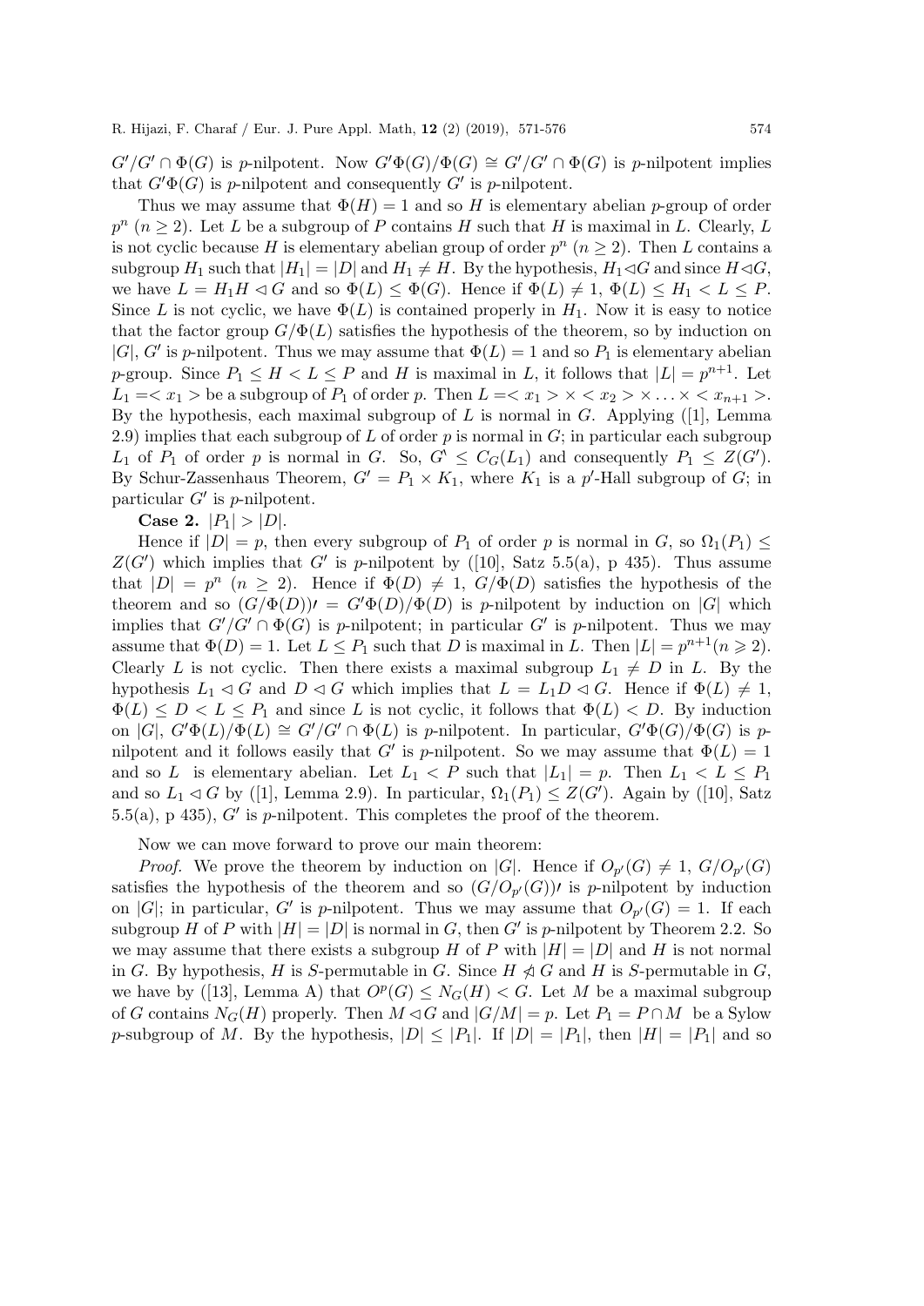$G'/G' \cap \Phi(G)$ is $p$-nilpotent. Now $G'\Phi(G)/\Phi(G) \cong G'/G' \cap \Phi(G)$ is $p$-nilpotent implies that $G'\Phi(G)$ is $p$-nilpotent and consequently $G'$ is $p$-nilpotent.

Thus we may assume that $\Phi(H) = 1$ and so $H$ is elementary abelian $p$-group of order $p^n$ $(n \geq 2)$. Let $L$ be a subgroup of $P$ contains $H$ such that $H$ is maximal in $L$. Clearly, $L$ is not cyclic because $H$ is elementary abelian group of order $p^n$ $(n \geq 2)$. Then $L$ contains a subgroup $H_1$ such that $|H_1| = |D|$ and $H_1 \neq H$. By the hypothesis, $H_1 \lhd G$ and since $H \lhd G$, we have $L = H_1 H \lhd G$ and so $\Phi(L) \leq \Phi(G)$. Hence if $\Phi(L) \neq 1$, $\Phi(L) \leq H_1 < L \leq P$. Since $L$ is not cyclic, we have $\Phi(L)$ is contained properly in $H_1$. Now it is easy to notice that the factor group $G/\Phi(L)$ satisfies the hypothesis of the theorem, so by induction on $|G|$, $G'$ is $p$-nilpotent. Thus we may assume that $\Phi(L) = 1$ and so $P_1$ is elementary abelian $p$-group. Since $P_1 \leq H < L \leq P$ and $H$ is maximal in $L$, it follows that $|L| = p^{n+1}$. Let $L_1 = < x_1 >$ be a subgroup of $P_1$ of order $p$. Then $L = < x_1 > \times < x_2 > \times \ldots \times < x_{n+1} >$. By the hypothesis, each maximal subgroup of $L$ is normal in $G$. Applying ([1], Lemma 2.9) implies that each subgroup of $L$ of order $p$ is normal in $G$; in particular each subgroup $L_1$ of $P_1$ of order $p$ is normal in $G$. So, $G' \leq C_G(L_1)$ and consequently $P_1 \leq Z(G')$. By Schur-Zassenhaus Theorem, $G' = P_1 \times K_1$, where $K_1$ is a $p'$-Hall subgroup of $G$; in particular $G'$ is $p$-nilpotent.

**Case 2.** $|P_1| > |D|$.

Hence if $|D| = p$, then every subgroup of $P_1$ of order $p$ is normal in $G$, so $\Omega_1(P_1) \leq Z(G')$ which implies that $G'$ is $p$-nilpotent by ([10], Satz 5.5(a), p 435). Thus assume that $|D| = p^n$ $(n \geq 2)$. Hence if $\Phi(D) \neq 1$, $G/\Phi(D)$ satisfies the hypothesis of the theorem and so $(G/\Phi(D))' = G'\Phi(D)/\Phi(D)$ is $p$-nilpotent by induction on $|G|$ which implies that $G'/G' \cap \Phi(G)$ is $p$-nilpotent; in particular $G'$ is $p$-nilpotent. Thus we may assume that $\Phi(D) = 1$. Let $L \leq P_1$ such that $D$ is maximal in $L$. Then $|L| = p^{n+1} (n \geqslant 2)$. Clearly $L$ is not cyclic. Then there exists a maximal subgroup $L_1 \neq D$ in $L$. By the hypothesis $L_1 \lhd G$ and $D \lhd G$ which implies that $L = L_1 D \lhd G$. Hence if $\Phi(L) \neq 1$, $\Phi(L) \leq D < L \leq P_1$ and since $L$ is not cyclic, it follows that $\Phi(L) < D$. By induction on $|G|$, $G'\Phi(L)/\Phi(L) \cong G'/G' \cap \Phi(L)$ is $p$-nilpotent. In particular, $G'\Phi(G)/\Phi(G)$ is $p$-nilpotent and it follows easily that $G'$ is $p$-nilpotent. So we may assume that $\Phi(L) = 1$ and so $L$ is elementary abelian. Let $L_1 < P$ such that $|L_1| = p$. Then $L_1 < L \leq P_1$ and so $L_1 \lhd G$ by ([1], Lemma 2.9). In particular, $\Omega_1(P_1) \leq Z(G')$. Again by ([10], Satz 5.5(a), p 435), $G'$ is $p$-nilpotent. This completes the proof of the theorem.

Now we can move forward to prove our main theorem:

*Proof.* We prove the theorem by induction on $|G|$. Hence if $O_{p'}(G) \neq 1$, $G/O_{p'}(G)$ satisfies the hypothesis of the theorem and so $(G/O_{p'}(G))'$ is $p$-nilpotent by induction on $|G|$; in particular, $G'$ is $p$-nilpotent. Thus we may assume that $O_{p'}(G) = 1$. If each subgroup $H$ of $P$ with $|H| = |D|$ is normal in $G$, then $G'$ is $p$-nilpotent by Theorem 2.2. So we may assume that there exists a subgroup $H$ of $P$ with $|H| = |D|$ and $H$ is not normal in $G$. By hypothesis, $H$ is $S$-permutable in $G$. Since $H \ntriangleleft G$ and $H$ is $S$-permutable in $G$, we have by ([13], Lemma A) that $O^p(G) \leq N_G(H) < G$. Let $M$ be a maximal subgroup of $G$ contains $N_G(H)$ properly. Then $M \lhd G$ and $|G/M| = p$. Let $P_1 = P \cap M$ be a Sylow $p$-subgroup of $M$. By the hypothesis, $|D| \leq |P_1|$. If $|D| = |P_1|$, then $|H| = |P_1|$ and so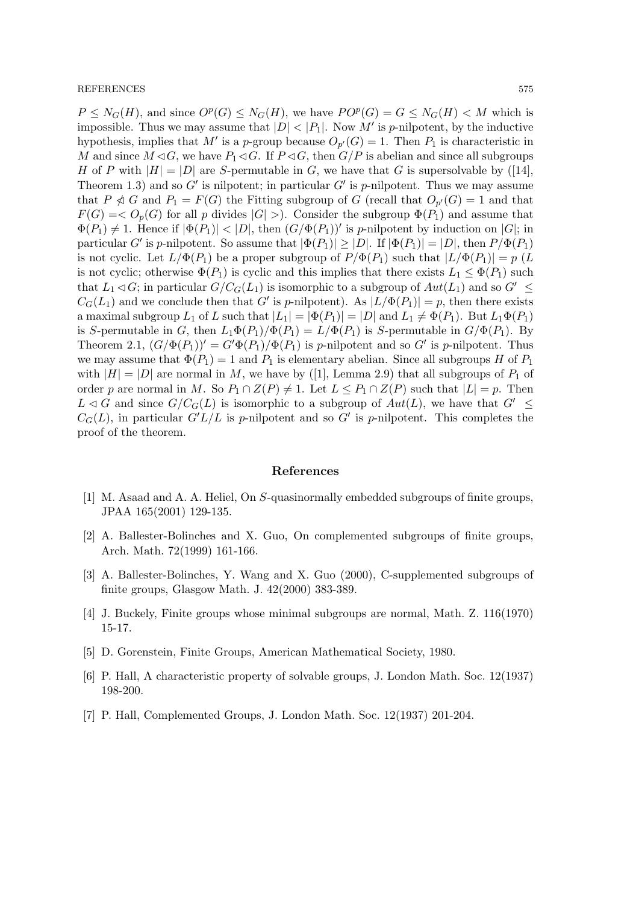$P \leq N_G(H)$, and since $O^p(G) \leq N_G(H)$, we have $PO^p(G) = G \leq N_G(H) < M$ which is impossible. Thus we may assume that $|D| < |P_1|$. Now $M'$ is $p$-nilpotent, by the inductive hypothesis, implies that $M'$ is a $p$-group because $O_{p'}(G) = 1$. Then $P_1$ is characteristic in $M$ and since $M \lhd G$, we have $P_1 \lhd G$. If $P \lhd G$, then $G/P$ is abelian and since all subgroups $H$ of $P$ with $|H| = |D|$ are $S$-permutable in $G$, we have that $G$ is supersolvable by ([14], Theorem 1.3) and so $G'$ is nilpotent; in particular $G'$ is $p$-nilpotent. Thus we may assume that $P \ntrianglelefteq G$ and $P_1 = F(G)$ the Fitting subgroup of $G$ (recall that $O_{p'}(G) = 1$ and that $F(G) =< O_p(G)$ for all $p$ divides $|G| >$). Consider the subgroup $\Phi(P_1)$ and assume that $\Phi(P_1) \neq 1$. Hence if $|\Phi(P_1)| < |D|$, then $(G/\Phi(P_1))'$ is $p$-nilpotent by induction on $|G|$; in particular $G'$ is $p$-nilpotent. So assume that $|\Phi(P_1)| \geq |D|$. If $|\Phi(P_1)| = |D|$, then $P/\Phi(P_1)$ is not cyclic. Let $L/\Phi(P_1)$ be a proper subgroup of $P/\Phi(P_1)$ such that $|L/\Phi(P_1)| = p$ ($L$ is not cyclic; otherwise $\Phi(P_1)$ is cyclic and this implies that there exists $L_1 \leq \Phi(P_1)$ such that $L_1 \lhd G$; in particular $G/C_G(L_1)$ is isomorphic to a subgroup of $Aut(L_1)$ and so $G' \leq C_G(L_1)$ and we conclude then that $G'$ is $p$-nilpotent). As $|L/\Phi(P_1)| = p$, then there exists a maximal subgroup $L_1$ of $L$ such that $|L_1| = |\Phi(P_1)| = |D|$ and $L_1 \neq \Phi(P_1)$. But $L_1\Phi(P_1)$ is $S$-permutable in $G$, then $L_1\Phi(P_1)/\Phi(P_1) = L/\Phi(P_1)$ is $S$-permutable in $G/\Phi(P_1)$. By Theorem 2.1, $(G/\Phi(P_1))' = G'\Phi(P_1)/\Phi(P_1)$ is $p$-nilpotent and so $G'$ is $p$-nilpotent. Thus we may assume that $\Phi(P_1) = 1$ and $P_1$ is elementary abelian. Since all subgroups $H$ of $P_1$ with $|H| = |D|$ are normal in $M$, we have by ([1], Lemma 2.9) that all subgroups of $P_1$ of order $p$ are normal in $M$. So $P_1 \cap Z(P) \neq 1$. Let $L \leq P_1 \cap Z(P)$ such that $|L| = p$. Then $L \lhd G$ and since $G/C_G(L)$ is isomorphic to a subgroup of $Aut(L)$, we have that $G' \leq C_G(L)$, in particular $G'L/L$ is $p$-nilpotent and so $G'$ is $p$-nilpotent. This completes the proof of the theorem.

## References

[1] M. Asaad and A. A. Heliel, On $S$-quasinormally embedded subgroups of finite groups, JPAA 165(2001) 129-135.

[2] A. Ballester-Bolinches and X. Guo, On complemented subgroups of finite groups, Arch. Math. 72(1999) 161-166.

[3] A. Ballester-Bolinches, Y. Wang and X. Guo (2000), C-supplemented subgroups of finite groups, Glasgow Math. J. 42(2000) 383-389.

[4] J. Buckely, Finite groups whose minimal subgroups are normal, Math. Z. 116(1970) 15-17.

[5] D. Gorenstein, Finite Groups, American Mathematical Society, 1980.

[6] P. Hall, A characteristic property of solvable groups, J. London Math. Soc. 12(1937) 198-200.

[7] P. Hall, Complemented Groups, J. London Math. Soc. 12(1937) 201-204.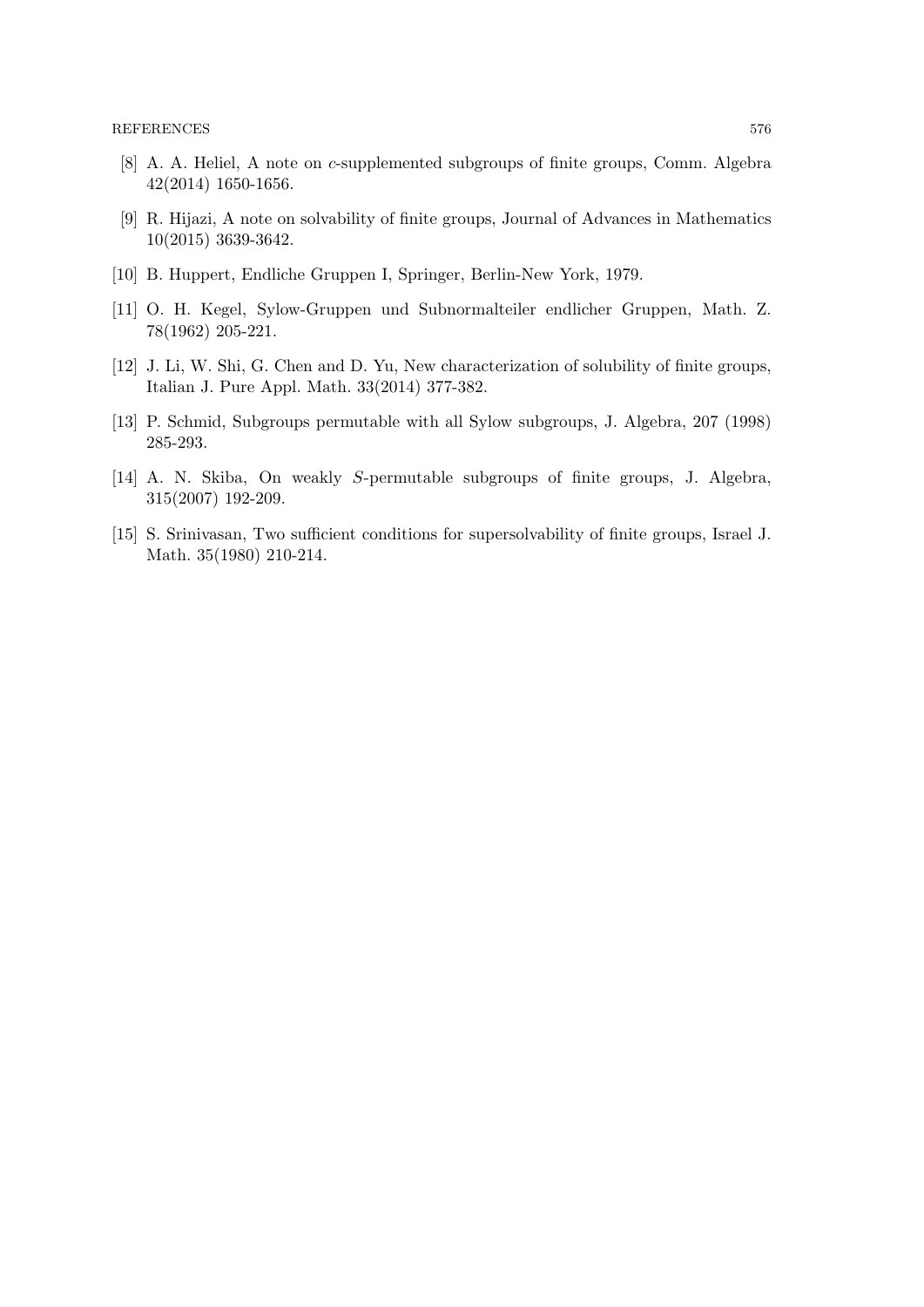[8] A. A. Heliel, A note on $c$-supplemented subgroups of finite groups, Comm. Algebra 42(2014) 1650-1656.

[9] R. Hijazi, A note on solvability of finite groups, Journal of Advances in Mathematics 10(2015) 3639-3642.

[10] B. Huppert, Endliche Gruppen I, Springer, Berlin-New York, 1979.

[11] O. H. Kegel, Sylow-Gruppen und Subnormalteiler endlicher Gruppen, Math. Z. 78(1962) 205-221.

[12] J. Li, W. Shi, G. Chen and D. Yu, New characterization of solubility of finite groups, Italian J. Pure Appl. Math. 33(2014) 377-382.

[13] P. Schmid, Subgroups permutable with all Sylow subgroups, J. Algebra, 207 (1998) 285-293.

[14] A. N. Skiba, On weakly $S$-permutable subgroups of finite groups, J. Algebra, 315(2007) 192-209.

[15] S. Srinivasan, Two sufficient conditions for supersolvability of finite groups, Israel J. Math. 35(1980) 210-214.